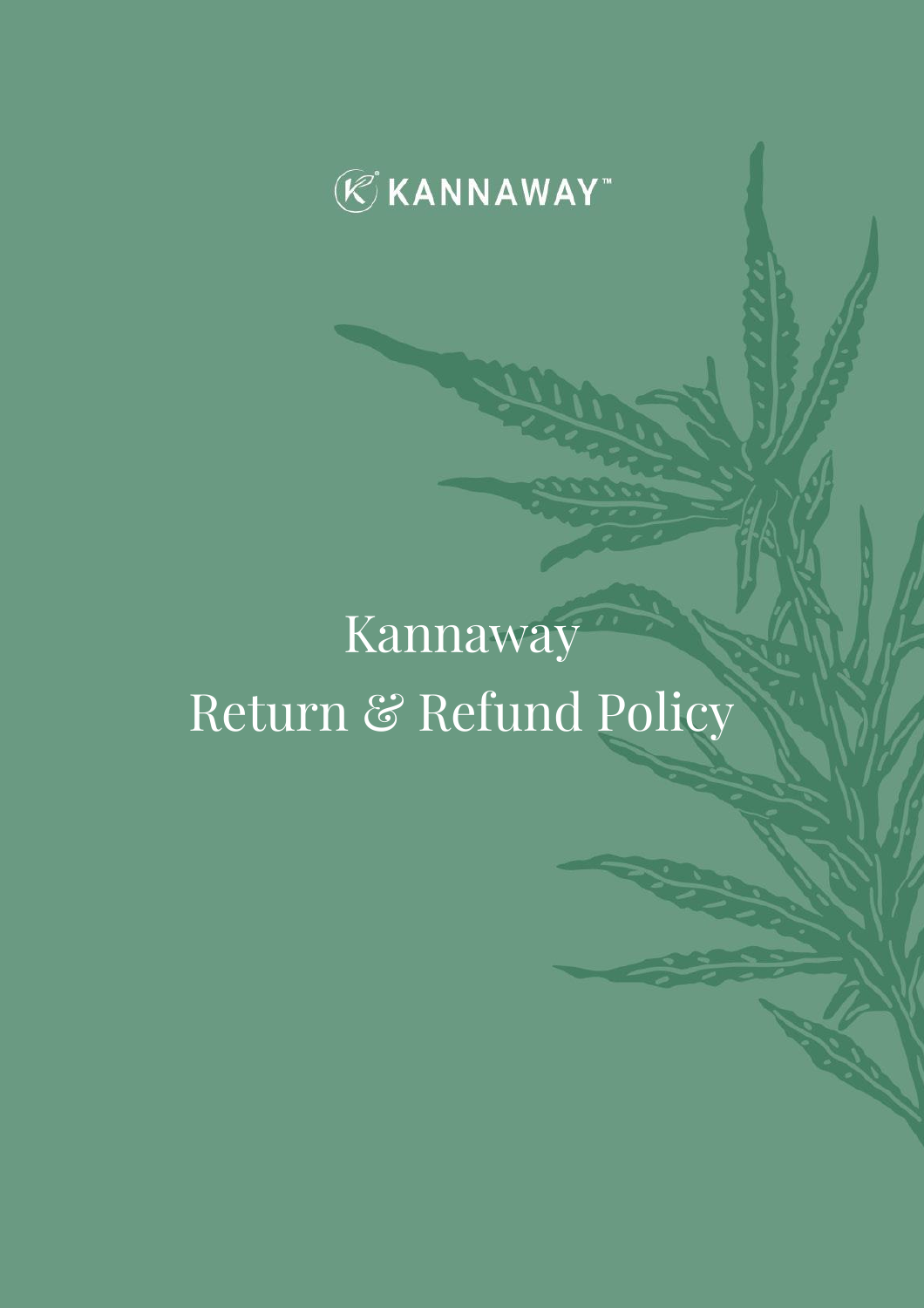KANNAWAY™

# Kannaway
# Return & Refund Policy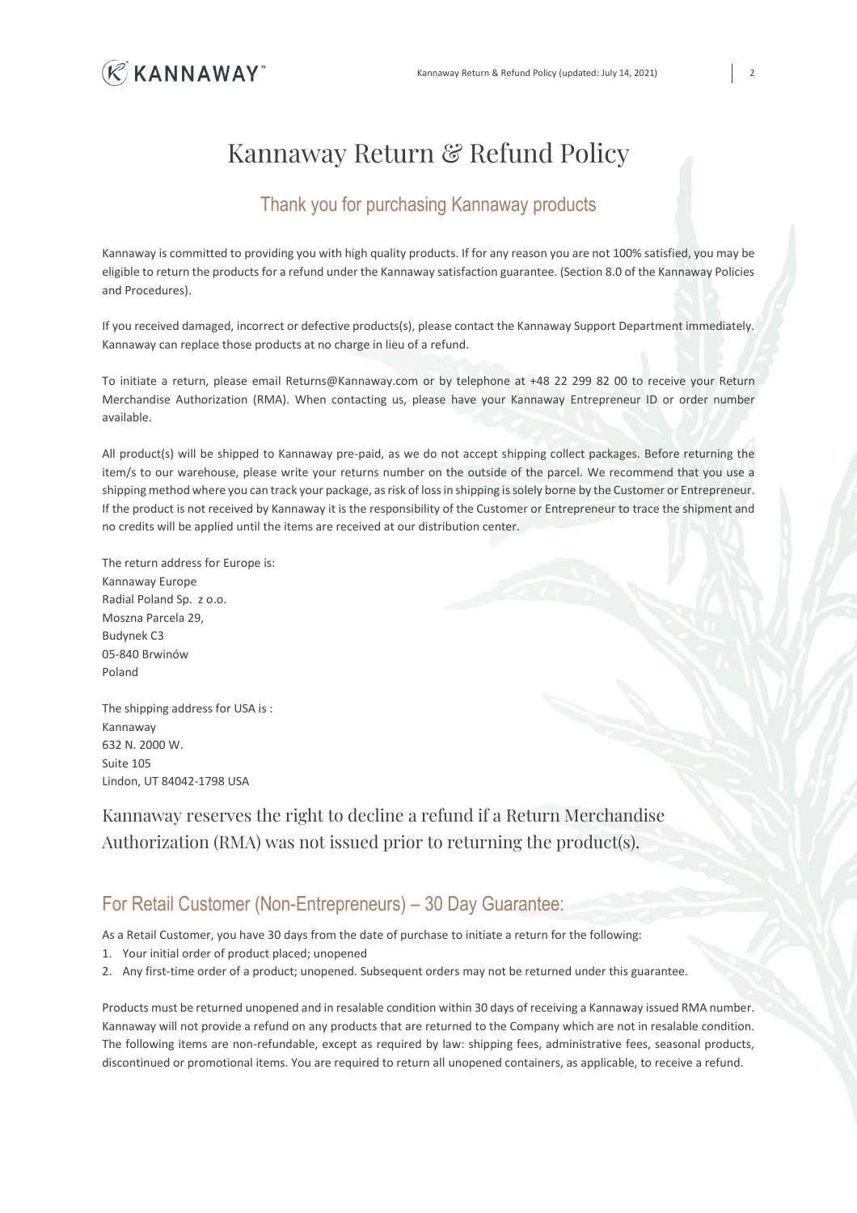# Kannaway Return & Refund Policy

## Thank you for purchasing Kannaway products

Kannaway is committed to providing you with high quality products. If for any reason you are not 100% satisfied, you may be eligible to return the products for a refund under the Kannaway satisfaction guarantee. (Section 8.0 of the Kannaway Policies and Procedures).

If you received damaged, incorrect or defective products(s), please contact the Kannaway Support Department immediately. Kannaway can replace those products at no charge in lieu of a refund.

To initiate a return, please email Returns@Kannaway.com or by telephone at +48 22 299 82 00 to receive your Return Merchandise Authorization (RMA). When contacting us, please have your Kannaway Entrepreneur ID or order number available.

All product(s) will be shipped to Kannaway pre-paid, as we do not accept shipping collect packages. Before returning the item/s to our warehouse, please write your returns number on the outside of the parcel. We recommend that you use a shipping method where you can track your package, as risk of loss in shipping is solely borne by the Customer or Entrepreneur. If the product is not received by Kannaway it is the responsibility of the Customer or Entrepreneur to trace the shipment and no credits will be applied until the items are received at our distribution center.

The return address for Europe is:
Kannaway Europe
Radial Poland Sp. z o.o.
Moszna Parcela 29,
Budynek C3
05-840 Brwinów
Poland

The shipping address for USA is :
Kannaway
632 N. 2000 W.
Suite 105
Lindon, UT 84042-1798 USA

Kannaway reserves the right to decline a refund if a Return Merchandise Authorization (RMA) was not issued prior to returning the product(s).

## For Retail Customer (Non-Entrepreneurs) – 30 Day Guarantee:

As a Retail Customer, you have 30 days from the date of purchase to initiate a return for the following:

1. Your initial order of product placed; unopened
2. Any first-time order of a product; unopened. Subsequent orders may not be returned under this guarantee.

Products must be returned unopened and in resalable condition within 30 days of receiving a Kannaway issued RMA number. Kannaway will not provide a refund on any products that are returned to the Company which are not in resalable condition. The following items are non-refundable, except as required by law: shipping fees, administrative fees, seasonal products, discontinued or promotional items. You are required to return all unopened containers, as applicable, to receive a refund.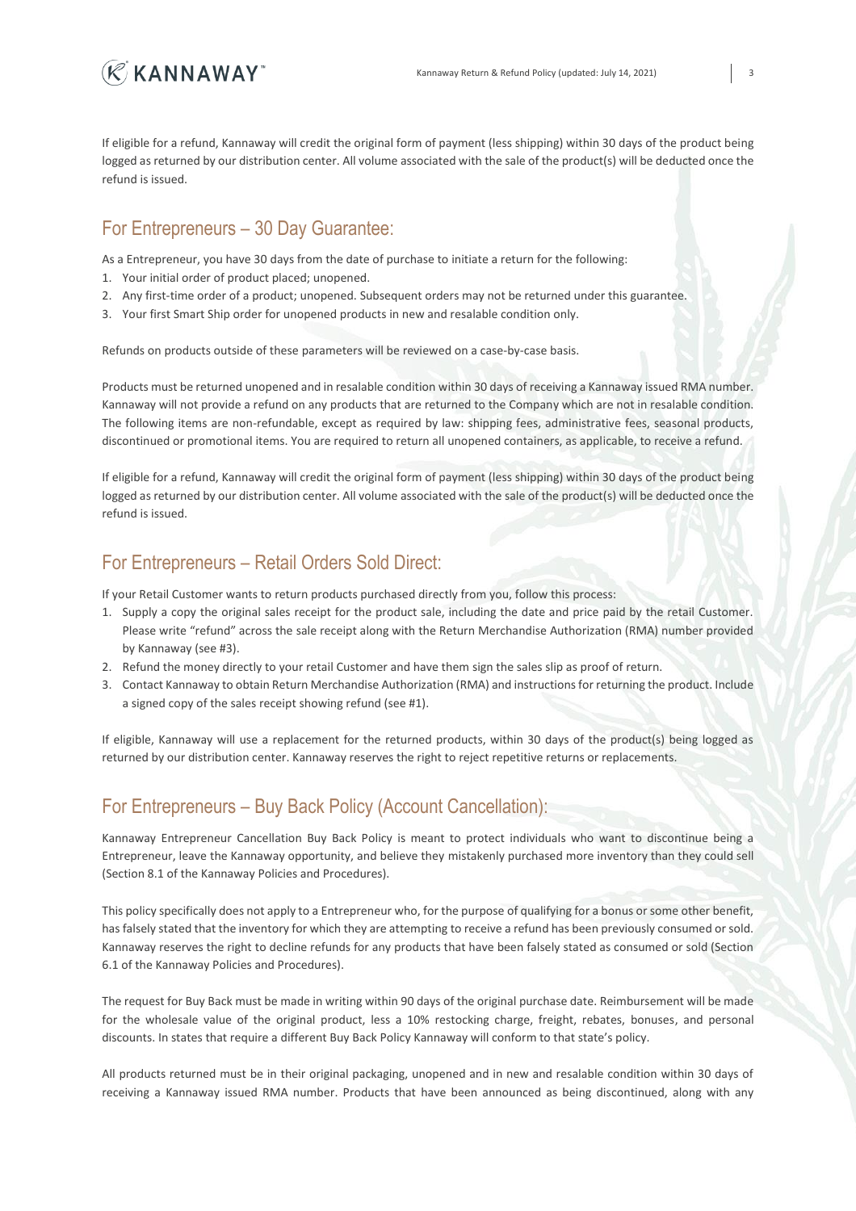If eligible for a refund, Kannaway will credit the original form of payment (less shipping) within 30 days of the product being logged as returned by our distribution center. All volume associated with the sale of the product(s) will be deducted once the refund is issued.

## For Entrepreneurs – 30 Day Guarantee:

As a Entrepreneur, you have 30 days from the date of purchase to initiate a return for the following:

1. Your initial order of product placed; unopened.
2. Any first-time order of a product; unopened. Subsequent orders may not be returned under this guarantee.
3. Your first Smart Ship order for unopened products in new and resalable condition only.

Refunds on products outside of these parameters will be reviewed on a case-by-case basis.

Products must be returned unopened and in resalable condition within 30 days of receiving a Kannaway issued RMA number. Kannaway will not provide a refund on any products that are returned to the Company which are not in resalable condition. The following items are non-refundable, except as required by law: shipping fees, administrative fees, seasonal products, discontinued or promotional items. You are required to return all unopened containers, as applicable, to receive a refund.

If eligible for a refund, Kannaway will credit the original form of payment (less shipping) within 30 days of the product being logged as returned by our distribution center. All volume associated with the sale of the product(s) will be deducted once the refund is issued.

## For Entrepreneurs – Retail Orders Sold Direct:

If your Retail Customer wants to return products purchased directly from you, follow this process:

1. Supply a copy the original sales receipt for the product sale, including the date and price paid by the retail Customer. Please write "refund" across the sale receipt along with the Return Merchandise Authorization (RMA) number provided by Kannaway (see #3).
2. Refund the money directly to your retail Customer and have them sign the sales slip as proof of return.
3. Contact Kannaway to obtain Return Merchandise Authorization (RMA) and instructions for returning the product. Include a signed copy of the sales receipt showing refund (see #1).

If eligible, Kannaway will use a replacement for the returned products, within 30 days of the product(s) being logged as returned by our distribution center. Kannaway reserves the right to reject repetitive returns or replacements.

## For Entrepreneurs – Buy Back Policy (Account Cancellation):

Kannaway Entrepreneur Cancellation Buy Back Policy is meant to protect individuals who want to discontinue being a Entrepreneur, leave the Kannaway opportunity, and believe they mistakenly purchased more inventory than they could sell (Section 8.1 of the Kannaway Policies and Procedures).

This policy specifically does not apply to a Entrepreneur who, for the purpose of qualifying for a bonus or some other benefit, has falsely stated that the inventory for which they are attempting to receive a refund has been previously consumed or sold. Kannaway reserves the right to decline refunds for any products that have been falsely stated as consumed or sold (Section 6.1 of the Kannaway Policies and Procedures).

The request for Buy Back must be made in writing within 90 days of the original purchase date. Reimbursement will be made for the wholesale value of the original product, less a 10% restocking charge, freight, rebates, bonuses, and personal discounts. In states that require a different Buy Back Policy Kannaway will conform to that state's policy.

All products returned must be in their original packaging, unopened and in new and resalable condition within 30 days of receiving a Kannaway issued RMA number. Products that have been announced as being discontinued, along with any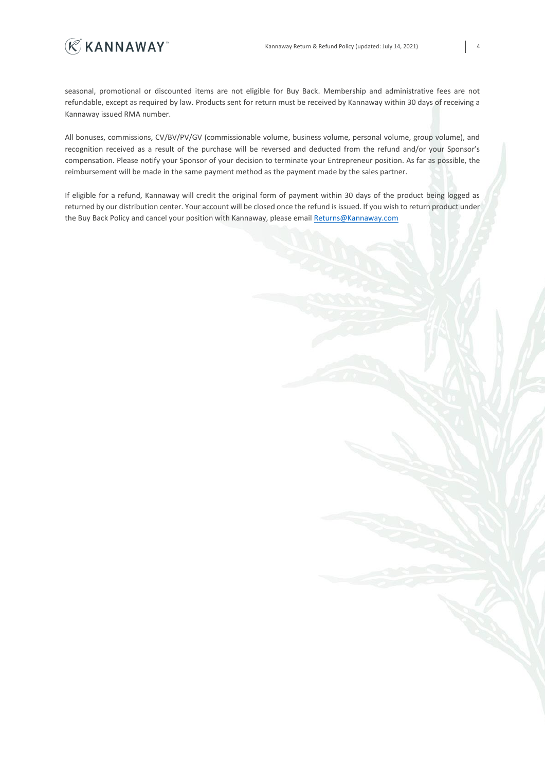seasonal, promotional or discounted items are not eligible for Buy Back. Membership and administrative fees are not refundable, except as required by law. Products sent for return must be received by Kannaway within 30 days of receiving a Kannaway issued RMA number.

All bonuses, commissions, CV/BV/PV/GV (commissionable volume, business volume, personal volume, group volume), and recognition received as a result of the purchase will be reversed and deducted from the refund and/or your Sponsor's compensation. Please notify your Sponsor of your decision to terminate your Entrepreneur position. As far as possible, the reimbursement will be made in the same payment method as the payment made by the sales partner.

If eligible for a refund, Kannaway will credit the original form of payment within 30 days of the product being logged as returned by our distribution center. Your account will be closed once the refund is issued. If you wish to return product under the Buy Back Policy and cancel your position with Kannaway, please email Returns@Kannaway.com